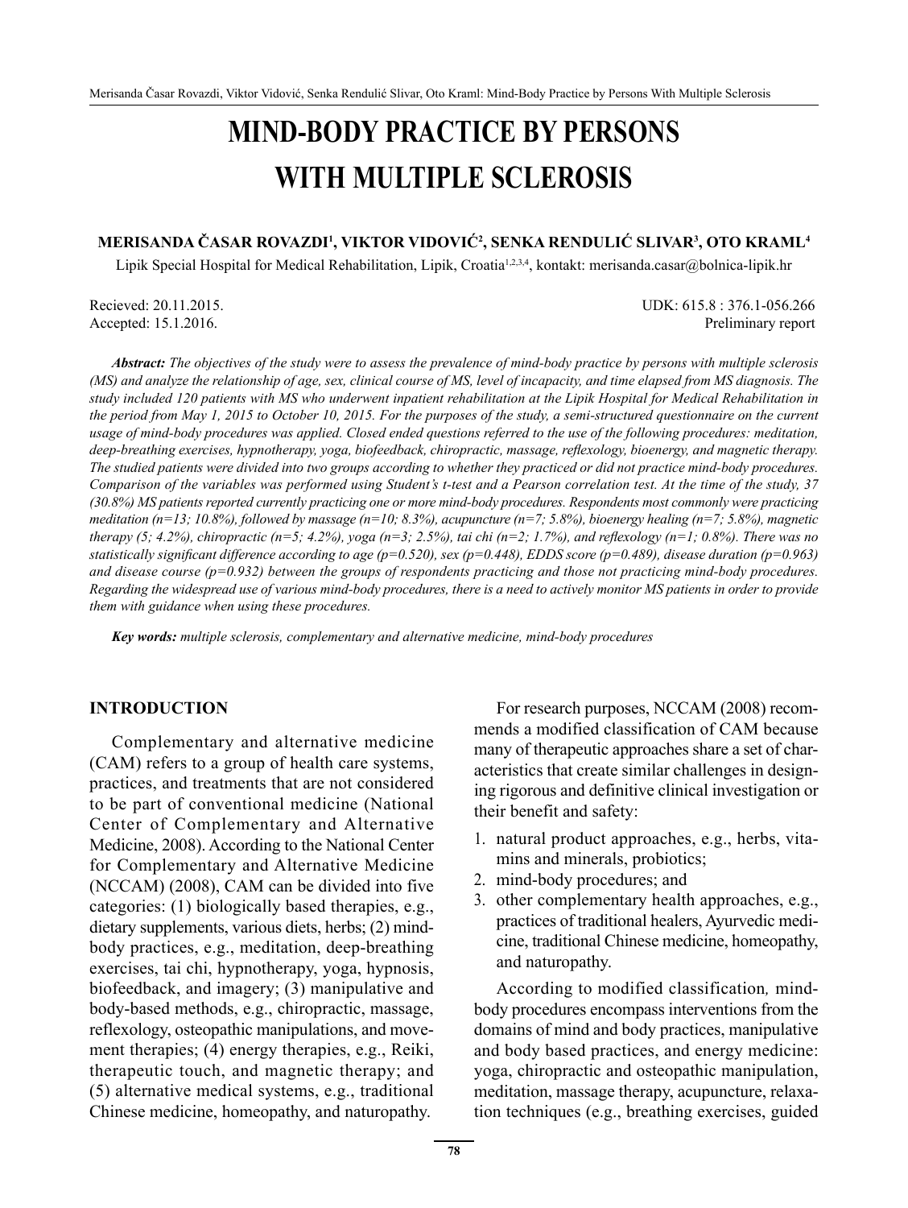# MIND-BODY PRACTICE BY PERSONS WITH MULTIPLE SCLEROSIS

**MERISANDA ČASAR ROVAZDI[1], VIKTOR VIDOVIĆ[2], SENKA RENDULIĆ SLIVAR[3], OTO KRAML[4]**

Lipik Special Hospital for Medical Rehabilitation, Lipik, Croatia[1,2,3,4], kontakt: merisanda.casar@bolnica-lipik.hr

Recieved: 20.11.2015.
Accepted: 15.1.2016.

UDK: 615.8 : 376.1-056.266
Preliminary report

***Abstract:*** *The objectives of the study were to assess the prevalence of mind-body practice by persons with multiple sclerosis (MS) and analyze the relationship of age, sex, clinical course of MS, level of incapacity, and time elapsed from MS diagnosis. The study included 120 patients with MS who underwent inpatient rehabilitation at the Lipik Hospital for Medical Rehabilitation in the period from May 1, 2015 to October 10, 2015. For the purposes of the study, a semi-structured questionnaire on the current usage of mind-body procedures was applied. Closed ended questions referred to the use of the following procedures: meditation, deep-breathing exercises, hypnotherapy, yoga, biofeedback, chiropractic, massage, reflexology, bioenergy, and magnetic therapy. The studied patients were divided into two groups according to whether they practiced or did not practice mind-body procedures. Comparison of the variables was performed using Student's t-test and a Pearson correlation test. At the time of the study, 37 (30.8%) MS patients reported currently practicing one or more mind-body procedures. Respondents most commonly were practicing meditation (n=13; 10.8%), followed by massage (n=10; 8.3%), acupuncture (n=7; 5.8%), bioenergy healing (n=7; 5.8%), magnetic therapy (5; 4.2%), chiropractic (n=5; 4.2%), yoga (n=3; 2.5%), tai chi (n=2; 1.7%), and reflexology (n=1; 0.8%). There was no statistically significant difference according to age (p=0.520), sex (p=0.448), EDDS score (p=0.489), disease duration (p=0.963) and disease course (p=0.932) between the groups of respondents practicing and those not practicing mind-body procedures. Regarding the widespread use of various mind-body procedures, there is a need to actively monitor MS patients in order to provide them with guidance when using these procedures.*

***Key words:*** *multiple sclerosis, complementary and alternative medicine, mind-body procedures*

## INTRODUCTION

Complementary and alternative medicine (CAM) refers to a group of health care systems, practices, and treatments that are not considered to be part of conventional medicine (National Center of Complementary and Alternative Medicine, 2008). According to the National Center for Complementary and Alternative Medicine (NCCAM) (2008), CAM can be divided into five categories: (1) biologically based therapies, e.g., dietary supplements, various diets, herbs; (2) mind-body practices, e.g., meditation, deep-breathing exercises, tai chi, hypnotherapy, yoga, hypnosis, biofeedback, and imagery; (3) manipulative and body-based methods, e.g., chiropractic, massage, reflexology, osteopathic manipulations, and movement therapies; (4) energy therapies, e.g., Reiki, therapeutic touch, and magnetic therapy; and (5) alternative medical systems, e.g., traditional Chinese medicine, homeopathy, and naturopathy.

For research purposes, NCCAM (2008) recommends a modified classification of CAM because many of therapeutic approaches share a set of characteristics that create similar challenges in designing rigorous and definitive clinical investigation or their benefit and safety:

1. natural product approaches, e.g., herbs, vitamins and minerals, probiotics;
2. mind-body procedures; and
3. other complementary health approaches, e.g., practices of traditional healers, Ayurvedic medicine, traditional Chinese medicine, homeopathy, and naturopathy.

According to modified classification*,* mind-body procedures encompass interventions from the domains of mind and body practices, manipulative and body based practices, and energy medicine: yoga, chiropractic and osteopathic manipulation, meditation, massage therapy, acupuncture, relaxation techniques (e.g., breathing exercises, guided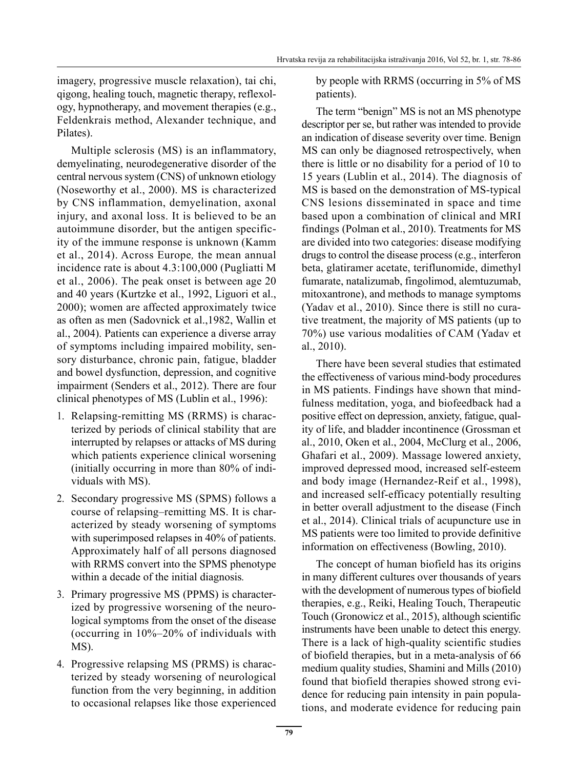imagery, progressive muscle relaxation), tai chi, qigong, healing touch, magnetic therapy, reflexology, hypnotherapy, and movement therapies (e.g., Feldenkrais method, Alexander technique, and Pilates).

Multiple sclerosis (MS) is an inflammatory, demyelinating, neurodegenerative disorder of the central nervous system (CNS) of unknown etiology (Noseworthy et al., 2000). MS is characterized by CNS inflammation, demyelination, axonal injury, and axonal loss. It is believed to be an autoimmune disorder, but the antigen specificity of the immune response is unknown (Kamm et al., 2014). Across Europe*,* the mean annual incidence rate is about 4.3:100,000 (Pugliatti M et al., 2006). The peak onset is between age 20 and 40 years (Kurtzke et al., 1992, Liguori et al., 2000); women are affected approximately twice as often as men (Sadovnick et al.,1982, Wallin et al., 2004). Patients can experience a diverse array of symptoms including impaired mobility, sensory disturbance, chronic pain, fatigue, bladder and bowel dysfunction, depression, and cognitive impairment (Senders et al., 2012). There are four clinical phenotypes of MS (Lublin et al., 1996):

1. Relapsing-remitting MS (RRMS) is characterized by periods of clinical stability that are interrupted by relapses or attacks of MS during which patients experience clinical worsening (initially occurring in more than 80% of individuals with MS).
2. Secondary progressive MS (SPMS) follows a course of relapsing–remitting MS. It is characterized by steady worsening of symptoms with superimposed relapses in 40% of patients. Approximately half of all persons diagnosed with RRMS convert into the SPMS phenotype within a decade of the initial diagnosis*.*
3. Primary progressive MS (PPMS) is characterized by progressive worsening of the neurological symptoms from the onset of the disease (occurring in 10%–20% of individuals with MS).
4. Progressive relapsing MS (PRMS) is characterized by steady worsening of neurological function from the very beginning, in addition to occasional relapses like those experienced by people with RRMS (occurring in 5% of MS patients).

The term "benign" MS is not an MS phenotype descriptor per se, but rather was intended to provide an indication of disease severity over time. Benign MS can only be diagnosed retrospectively, when there is little or no disability for a period of 10 to 15 years (Lublin et al., 2014). The diagnosis of MS is based on the demonstration of MS-typical CNS lesions disseminated in space and time based upon a combination of clinical and MRI findings (Polman et al., 2010). Treatments for MS are divided into two categories: disease modifying drugs to control the disease process (e.g., interferon beta, glatiramer acetate, teriflunomide, dimethyl fumarate, natalizumab, fingolimod, alemtuzumab, mitoxantrone), and methods to manage symptoms (Yadav et al., 2010). Since there is still no curative treatment, the majority of MS patients (up to 70%) use various modalities of CAM (Yadav et al., 2010).

There have been several studies that estimated the effectiveness of various mind-body procedures in MS patients. Findings have shown that mindfulness meditation, yoga, and biofeedback had a positive effect on depression, anxiety, fatigue, quality of life, and bladder incontinence (Grossman et al., 2010, Oken et al., 2004, McClurg et al., 2006, Ghafari et al., 2009). Massage lowered anxiety, improved depressed mood, increased self-esteem and body image (Hernandez-Reif et al., 1998), and increased self-efficacy potentially resulting in better overall adjustment to the disease (Finch et al., 2014). Clinical trials of acupuncture use in MS patients were too limited to provide definitive information on effectiveness (Bowling, 2010).

The concept of human biofield has its origins in many different cultures over thousands of years with the development of numerous types of biofield therapies, e.g., Reiki, Healing Touch, Therapeutic Touch (Gronowicz et al., 2015), although scientific instruments have been unable to detect this energy. There is a lack of high-quality scientific studies of biofield therapies, but in a meta-analysis of 66 medium quality studies, Shamini and Mills (2010) found that biofield therapies showed strong evidence for reducing pain intensity in pain populations, and moderate evidence for reducing pain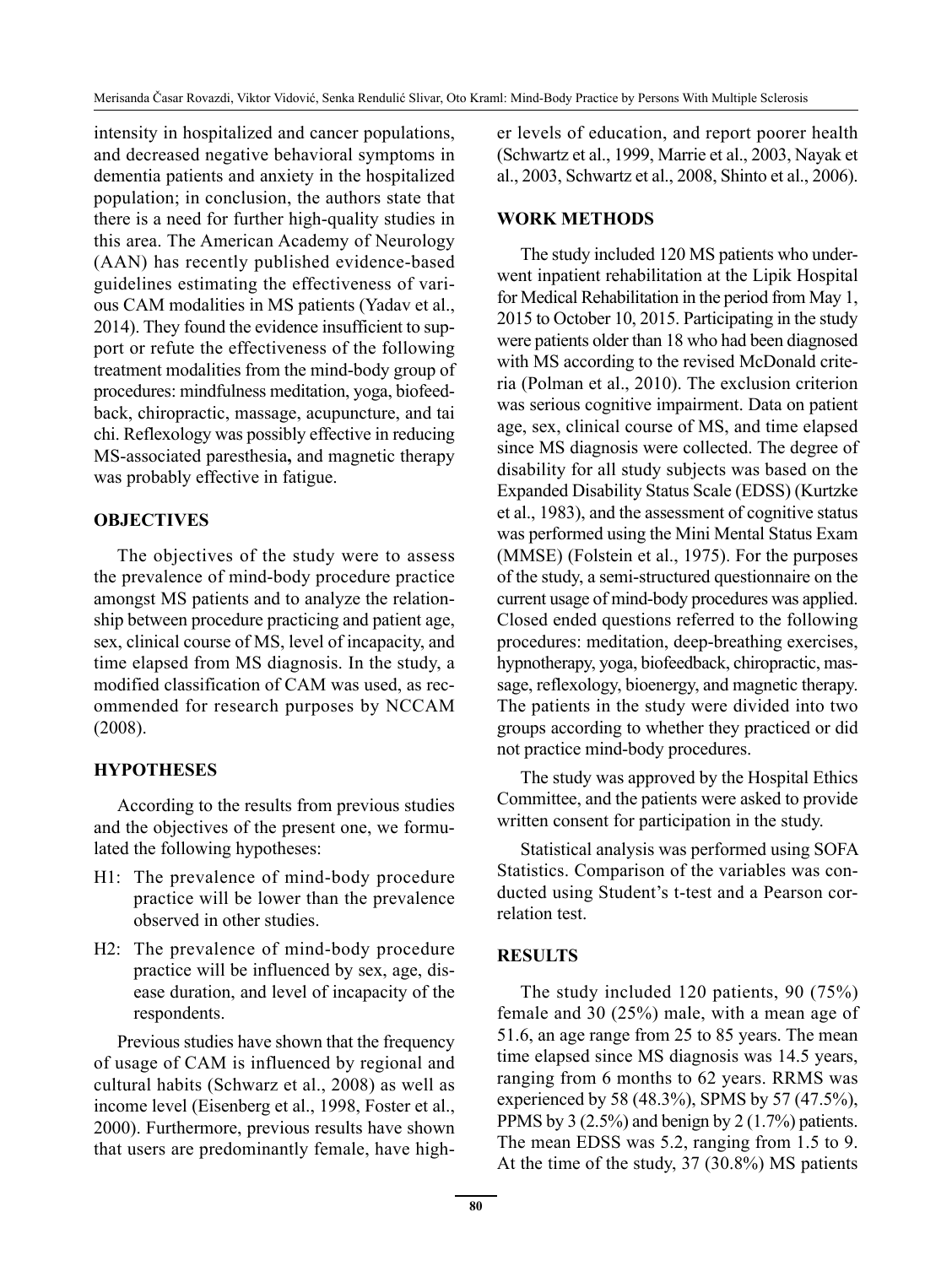intensity in hospitalized and cancer populations, and decreased negative behavioral symptoms in dementia patients and anxiety in the hospitalized population; in conclusion, the authors state that there is a need for further high-quality studies in this area. The American Academy of Neurology (AAN) has recently published evidence-based guidelines estimating the effectiveness of various CAM modalities in MS patients (Yadav et al., 2014). They found the evidence insufficient to support or refute the effectiveness of the following treatment modalities from the mind-body group of procedures: mindfulness meditation, yoga, biofeedback, chiropractic, massage, acupuncture, and tai chi. Reflexology was possibly effective in reducing MS-associated paresthesia**,** and magnetic therapy was probably effective in fatigue.

## OBJECTIVES

The objectives of the study were to assess the prevalence of mind-body procedure practice amongst MS patients and to analyze the relationship between procedure practicing and patient age, sex, clinical course of MS, level of incapacity, and time elapsed from MS diagnosis. In the study, a modified classification of CAM was used, as recommended for research purposes by NCCAM (2008).

## HYPOTHESES

According to the results from previous studies and the objectives of the present one, we formulated the following hypotheses:

- H1: The prevalence of mind-body procedure practice will be lower than the prevalence observed in other studies.
- H2: The prevalence of mind-body procedure practice will be influenced by sex, age, disease duration, and level of incapacity of the respondents.

Previous studies have shown that the frequency of usage of CAM is influenced by regional and cultural habits (Schwarz et al., 2008) as well as income level (Eisenberg et al., 1998, Foster et al., 2000). Furthermore, previous results have shown that users are predominantly female, have higher levels of education, and report poorer health (Schwartz et al., 1999, Marrie et al., 2003, Nayak et al., 2003, Schwartz et al., 2008, Shinto et al., 2006).

## WORK METHODS

The study included 120 MS patients who underwent inpatient rehabilitation at the Lipik Hospital for Medical Rehabilitation in the period from May 1, 2015 to October 10, 2015. Participating in the study were patients older than 18 who had been diagnosed with MS according to the revised McDonald criteria (Polman et al., 2010). The exclusion criterion was serious cognitive impairment. Data on patient age, sex, clinical course of MS, and time elapsed since MS diagnosis were collected. The degree of disability for all study subjects was based on the Expanded Disability Status Scale (EDSS) (Kurtzke et al., 1983), and the assessment of cognitive status was performed using the Mini Mental Status Exam (MMSE) (Folstein et al., 1975). For the purposes of the study, a semi-structured questionnaire on the current usage of mind-body procedures was applied. Closed ended questions referred to the following procedures: meditation, deep-breathing exercises, hypnotherapy, yoga, biofeedback, chiropractic, massage, reflexology, bioenergy, and magnetic therapy. The patients in the study were divided into two groups according to whether they practiced or did not practice mind-body procedures.

The study was approved by the Hospital Ethics Committee, and the patients were asked to provide written consent for participation in the study.

Statistical analysis was performed using SOFA Statistics. Comparison of the variables was conducted using Student's t-test and a Pearson correlation test.

## RESULTS

The study included 120 patients, 90 (75%) female and 30 (25%) male, with a mean age of 51.6, an age range from 25 to 85 years. The mean time elapsed since MS diagnosis was 14.5 years, ranging from 6 months to 62 years. RRMS was experienced by 58 (48.3%), SPMS by 57 (47.5%), PPMS by 3 (2.5%) and benign by 2 (1.7%) patients. The mean EDSS was 5.2, ranging from 1.5 to 9. At the time of the study, 37 (30.8%) MS patients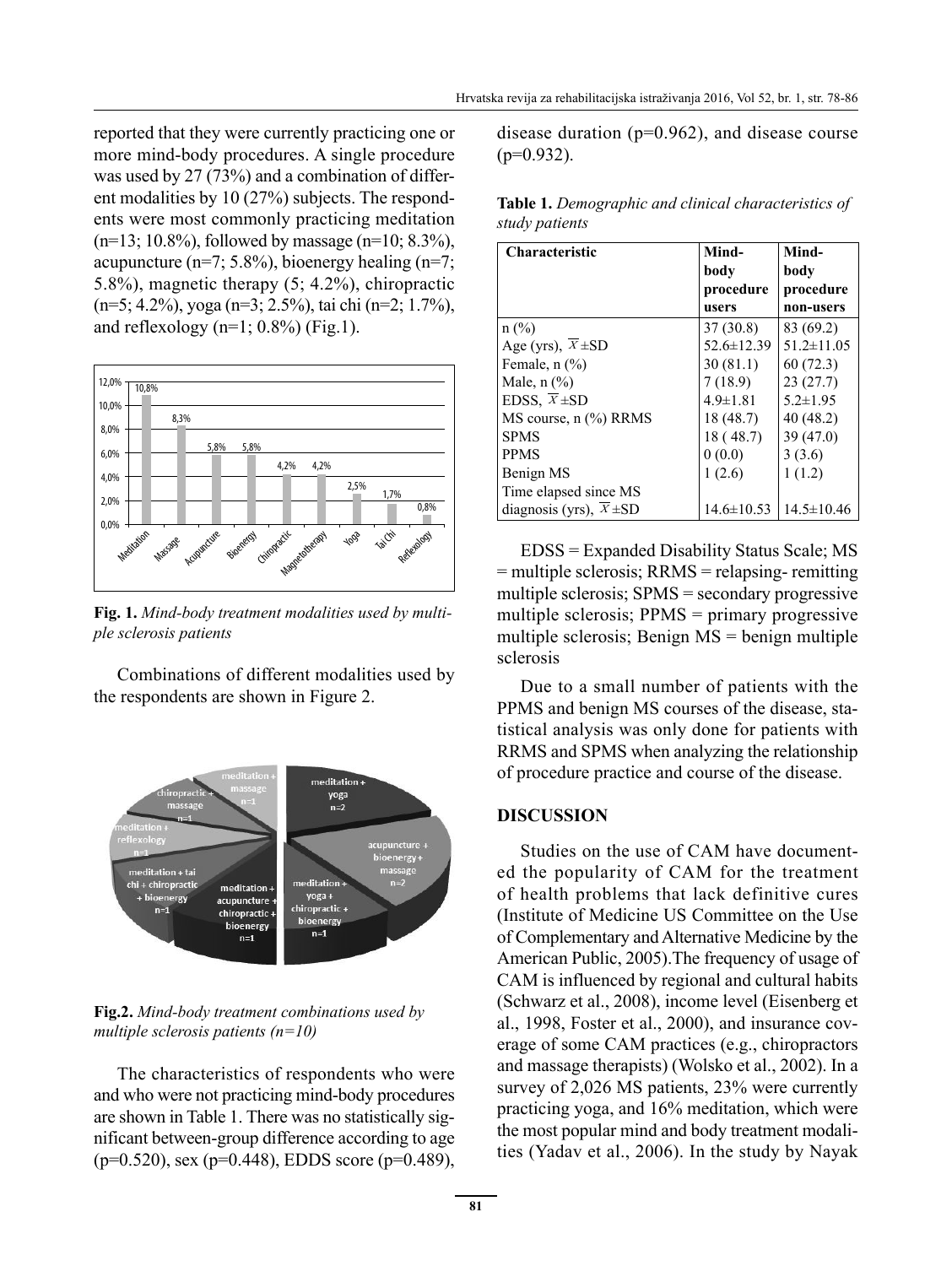reported that they were currently practicing one or more mind-body procedures. A single procedure was used by 27 (73%) and a combination of different modalities by 10 (27%) subjects. The respondents were most commonly practicing meditation (n=13; 10.8%), followed by massage (n=10; 8.3%), acupuncture (n=7; 5.8%), bioenergy healing (n=7; 5.8%), magnetic therapy (5; 4.2%), chiropractic (n=5; 4.2%), yoga (n=3; 2.5%), tai chi (n=2; 1.7%), and reflexology (n=1; 0.8%) (Fig.1).

**Fig. 1.** *Mind-body treatment modalities used by multiple sclerosis patients*

Combinations of different modalities used by the respondents are shown in Figure 2.

**Fig.2.** *Mind-body treatment combinations used by multiple sclerosis patients (n=10)*

The characteristics of respondents who were and who were not practicing mind-body procedures are shown in Table 1. There was no statistically significant between-group difference according to age (p=0.520), sex (p=0.448), EDDS score (p=0.489), disease duration (p=0.962), and disease course (p=0.932).

**Table 1.** *Demographic and clinical characteristics of study patients*

| Characteristic | Mind-body procedure users | Mind-body procedure non-users |
|---|---|---|
| n (%) | 37 (30.8) | 83 (69.2) |
| Age (yrs), $\overline{X}$±SD | 52.6±12.39 | 51.2±11.05 |
| Female, n (%) | 30 (81.1) | 60 (72.3) |
| Male, n (%) | 7 (18.9) | 23 (27.7) |
| EDSS, $\overline{X}$±SD | 4.9±1.81 | 5.2±1.95 |
| MS course, n (%) RRMS | 18 (48.7) | 40 (48.2) |
| SPMS | 18 ( 48.7) | 39 (47.0) |
| PPMS | 0 (0.0) | 3 (3.6) |
| Benign MS | 1 (2.6) | 1 (1.2) |
| Time elapsed since MS diagnosis (yrs), $\overline{X}$±SD | 14.6±10.53 | 14.5±10.46 |

EDSS = Expanded Disability Status Scale; MS = multiple sclerosis; RRMS = relapsing- remitting multiple sclerosis; SPMS = secondary progressive multiple sclerosis; PPMS = primary progressive multiple sclerosis; Benign MS = benign multiple sclerosis

Due to a small number of patients with the PPMS and benign MS courses of the disease, statistical analysis was only done for patients with RRMS and SPMS when analyzing the relationship of procedure practice and course of the disease.

## DISCUSSION

Studies on the use of CAM have documented the popularity of CAM for the treatment of health problems that lack definitive cures (Institute of Medicine US Committee on the Use of Complementary and Alternative Medicine by the American Public, 2005).The frequency of usage of CAM is influenced by regional and cultural habits (Schwarz et al., 2008), income level (Eisenberg et al., 1998, Foster et al., 2000), and insurance coverage of some CAM practices (e.g., chiropractors and massage therapists) (Wolsko et al., 2002). In a survey of 2,026 MS patients, 23% were currently practicing yoga, and 16% meditation, which were the most popular mind and body treatment modalities (Yadav et al., 2006). In the study by Nayak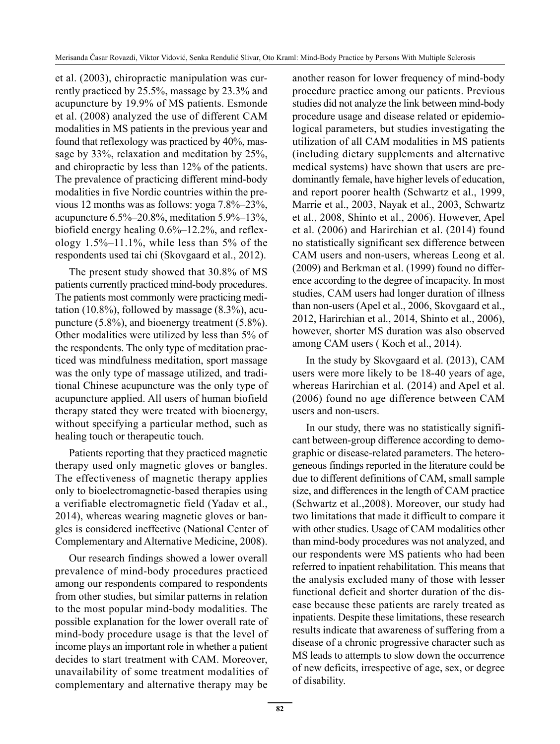et al. (2003), chiropractic manipulation was currently practiced by 25.5%, massage by 23.3% and acupuncture by 19.9% of MS patients. Esmonde et al. (2008) analyzed the use of different CAM modalities in MS patients in the previous year and found that reflexology was practiced by 40%, massage by 33%, relaxation and meditation by 25%, and chiropractic by less than 12% of the patients. The prevalence of practicing different mind-body modalities in five Nordic countries within the previous 12 months was as follows: yoga 7.8%–23%, acupuncture 6.5%–20.8%, meditation 5.9%–13%, biofield energy healing 0.6%–12.2%, and reflexology 1.5%–11.1%, while less than 5% of the respondents used tai chi (Skovgaard et al., 2012).

The present study showed that 30.8% of MS patients currently practiced mind-body procedures. The patients most commonly were practicing meditation (10.8%), followed by massage (8.3%), acupuncture (5.8%), and bioenergy treatment (5.8%). Other modalities were utilized by less than 5% of the respondents. The only type of meditation practiced was mindfulness meditation, sport massage was the only type of massage utilized, and traditional Chinese acupuncture was the only type of acupuncture applied. All users of human biofield therapy stated they were treated with bioenergy, without specifying a particular method, such as healing touch or therapeutic touch.

Patients reporting that they practiced magnetic therapy used only magnetic gloves or bangles. The effectiveness of magnetic therapy applies only to bioelectromagnetic-based therapies using a verifiable electromagnetic field (Yadav et al., 2014), whereas wearing magnetic gloves or bangles is considered ineffective (National Center of Complementary and Alternative Medicine, 2008).

Our research findings showed a lower overall prevalence of mind-body procedures practiced among our respondents compared to respondents from other studies, but similar patterns in relation to the most popular mind-body modalities. The possible explanation for the lower overall rate of mind-body procedure usage is that the level of income plays an important role in whether a patient decides to start treatment with CAM. Moreover, unavailability of some treatment modalities of complementary and alternative therapy may be another reason for lower frequency of mind-body procedure practice among our patients. Previous studies did not analyze the link between mind-body procedure usage and disease related or epidemiological parameters, but studies investigating the utilization of all CAM modalities in MS patients (including dietary supplements and alternative medical systems) have shown that users are predominantly female, have higher levels of education, and report poorer health (Schwartz et al., 1999, Marrie et al., 2003, Nayak et al., 2003, Schwartz et al., 2008, Shinto et al., 2006). However, Apel et al. (2006) and Harirchian et al. (2014) found no statistically significant sex difference between CAM users and non-users, whereas Leong et al. (2009) and Berkman et al. (1999) found no difference according to the degree of incapacity. In most studies, CAM users had longer duration of illness than non-users (Apel et al., 2006, Skovgaard et al., 2012, Harirchian et al., 2014, Shinto et al., 2006), however, shorter MS duration was also observed among CAM users ( Koch et al., 2014).

In the study by Skovgaard et al. (2013), CAM users were more likely to be 18-40 years of age, whereas Harirchian et al. (2014) and Apel et al. (2006) found no age difference between CAM users and non-users.

In our study, there was no statistically significant between-group difference according to demographic or disease-related parameters. The heterogeneous findings reported in the literature could be due to different definitions of CAM, small sample size, and differences in the length of CAM practice (Schwartz et al.,2008). Moreover, our study had two limitations that made it difficult to compare it with other studies. Usage of CAM modalities other than mind-body procedures was not analyzed, and our respondents were MS patients who had been referred to inpatient rehabilitation. This means that the analysis excluded many of those with lesser functional deficit and shorter duration of the disease because these patients are rarely treated as inpatients. Despite these limitations, these research results indicate that awareness of suffering from a disease of a chronic progressive character such as MS leads to attempts to slow down the occurrence of new deficits, irrespective of age, sex, or degree of disability.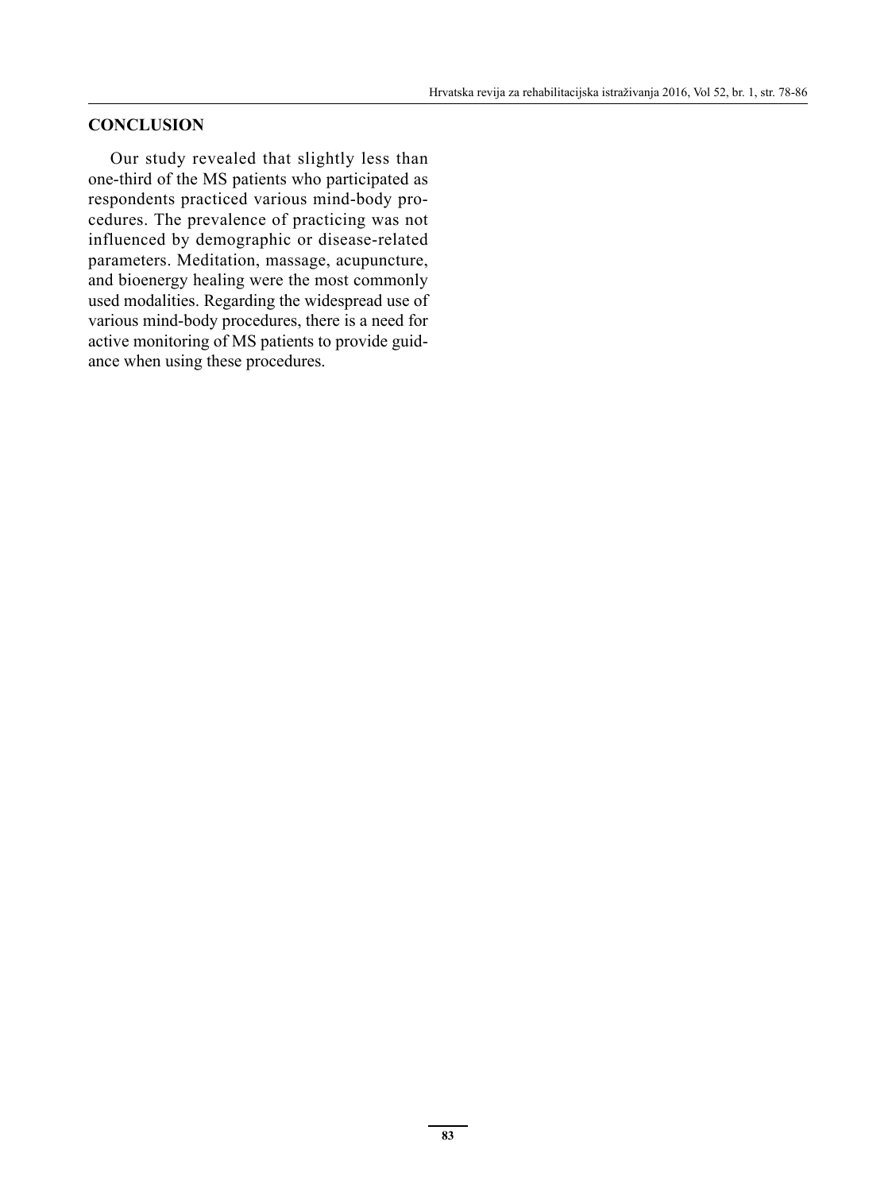## CONCLUSION

Our study revealed that slightly less than one-third of the MS patients who participated as respondents practiced various mind-body procedures. The prevalence of practicing was not influenced by demographic or disease-related parameters. Meditation, massage, acupuncture, and bioenergy healing were the most commonly used modalities. Regarding the widespread use of various mind-body procedures, there is a need for active monitoring of MS patients to provide guidance when using these procedures.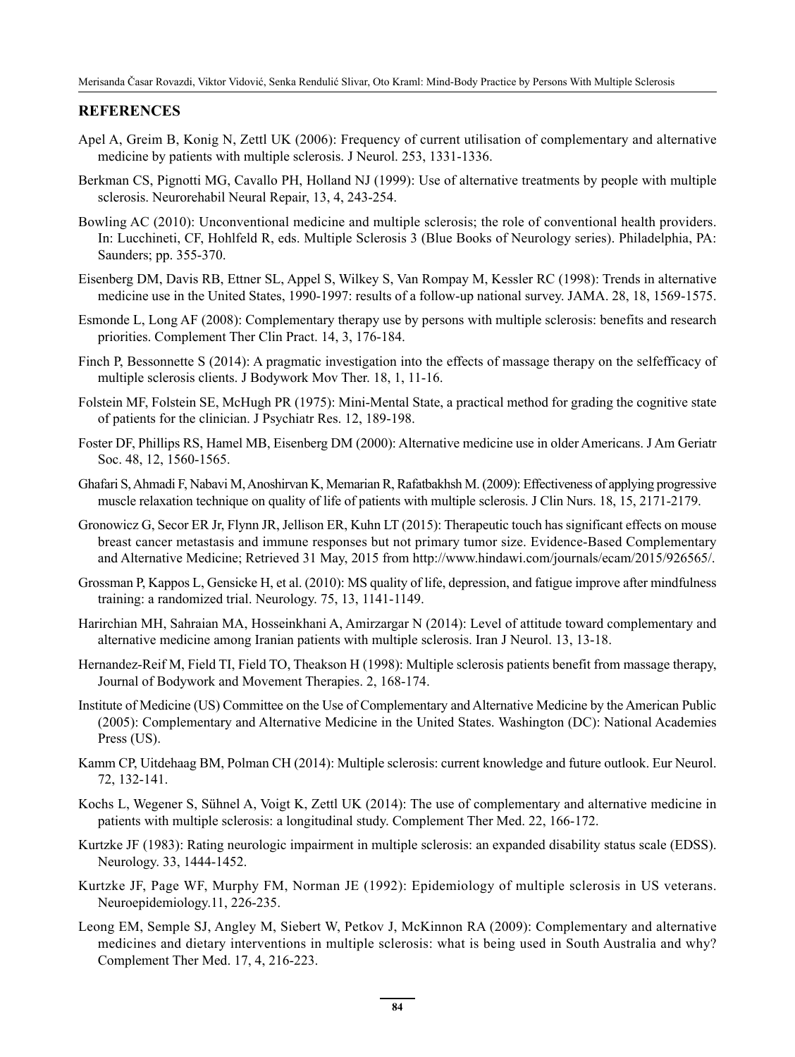## REFERENCES

Apel A, Greim B, Konig N, Zettl UK (2006): Frequency of current utilisation of complementary and alternative medicine by patients with multiple sclerosis. J Neurol. 253, 1331-1336.

Berkman CS, Pignotti MG, Cavallo PH, Holland NJ (1999): Use of alternative treatments by people with multiple sclerosis. Neurorehabil Neural Repair, 13, 4, 243-254.

Bowling AC (2010): Unconventional medicine and multiple sclerosis; the role of conventional health providers. In: Lucchineti, CF, Hohlfeld R, eds. Multiple Sclerosis 3 (Blue Books of Neurology series). Philadelphia, PA: Saunders; pp. 355-370.

Eisenberg DM, Davis RB, Ettner SL, Appel S, Wilkey S, Van Rompay M, Kessler RC (1998): Trends in alternative medicine use in the United States, 1990-1997: results of a follow-up national survey. JAMA. 28, 18, 1569-1575.

Esmonde L, Long AF (2008): Complementary therapy use by persons with multiple sclerosis: benefits and research priorities. Complement Ther Clin Pract. 14, 3, 176-184.

Finch P, Bessonnette S (2014): A pragmatic investigation into the effects of massage therapy on the selfefficacy of multiple sclerosis clients. J Bodywork Mov Ther. 18, 1, 11-16.

Folstein MF, Folstein SE, McHugh PR (1975): Mini-Mental State, a practical method for grading the cognitive state of patients for the clinician. J Psychiatr Res. 12, 189-198.

Foster DF, Phillips RS, Hamel MB, Eisenberg DM (2000): Alternative medicine use in older Americans. J Am Geriatr Soc. 48, 12, 1560-1565.

Ghafari S, Ahmadi F, Nabavi M, Anoshirvan K, Memarian R, Rafatbakhsh M. (2009): Effectiveness of applying progressive muscle relaxation technique on quality of life of patients with multiple sclerosis. J Clin Nurs. 18, 15, 2171-2179.

Gronowicz G, Secor ER Jr, Flynn JR, Jellison ER, Kuhn LT (2015): Therapeutic touch has significant effects on mouse breast cancer metastasis and immune responses but not primary tumor size. Evidence-Based Complementary and Alternative Medicine; Retrieved 31 May, 2015 from http://www.hindawi.com/journals/ecam/2015/926565/.

Grossman P, Kappos L, Gensicke H, et al. (2010): MS quality of life, depression, and fatigue improve after mindfulness training: a randomized trial. Neurology. 75, 13, 1141-1149.

Harirchian MH, Sahraian MA, Hosseinkhani A, Amirzargar N (2014): Level of attitude toward complementary and alternative medicine among Iranian patients with multiple sclerosis. Iran J Neurol. 13, 13-18.

Hernandez-Reif M, Field TI, Field TO, Theakson H (1998): Multiple sclerosis patients benefit from massage therapy, Journal of Bodywork and Movement Therapies. 2, 168-174.

Institute of Medicine (US) Committee on the Use of Complementary and Alternative Medicine by the American Public (2005): Complementary and Alternative Medicine in the United States. Washington (DC): National Academies Press (US).

Kamm CP, Uitdehaag BM, Polman CH (2014): Multiple sclerosis: current knowledge and future outlook. Eur Neurol. 72, 132-141.

Kochs L, Wegener S, Sühnel A, Voigt K, Zettl UK (2014): The use of complementary and alternative medicine in patients with multiple sclerosis: a longitudinal study. Complement Ther Med. 22, 166-172.

Kurtzke JF (1983): Rating neurologic impairment in multiple sclerosis: an expanded disability status scale (EDSS). Neurology. 33, 1444-1452.

Kurtzke JF, Page WF, Murphy FM, Norman JE (1992): Epidemiology of multiple sclerosis in US veterans. Neuroepidemiology.11, 226-235.

Leong EM, Semple SJ, Angley M, Siebert W, Petkov J, McKinnon RA (2009): Complementary and alternative medicines and dietary interventions in multiple sclerosis: what is being used in South Australia and why? Complement Ther Med. 17, 4, 216-223.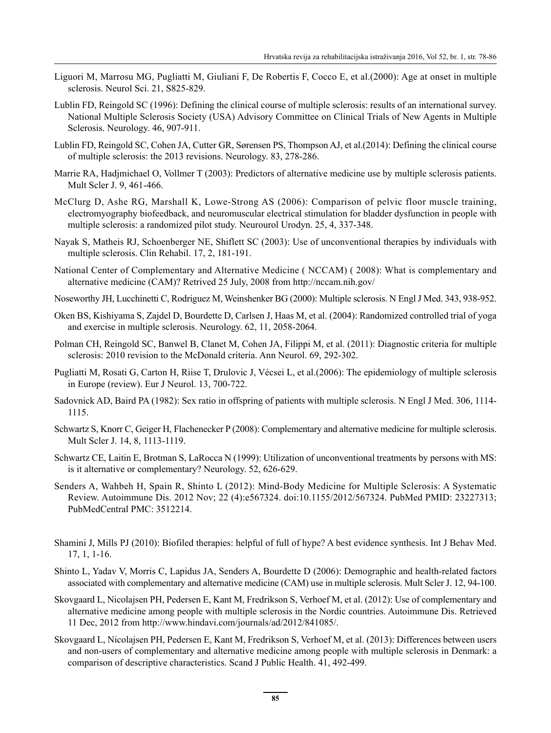Liguori M, Marrosu MG, Pugliatti M, Giuliani F, De Robertis F, Cocco E, et al.(2000): Age at onset in multiple sclerosis. Neurol Sci. 21, S825-829.

Lublin FD, Reingold SC (1996): Defining the clinical course of multiple sclerosis: results of an international survey. National Multiple Sclerosis Society (USA) Advisory Committee on Clinical Trials of New Agents in Multiple Sclerosis. Neurology. 46, 907-911.

Lublin FD, Reingold SC, Cohen JA, Cutter GR, Sørensen PS, Thompson AJ, et al.(2014): Defining the clinical course of multiple sclerosis: the 2013 revisions. Neurology. 83, 278-286.

Marrie RA, Hadjmichael O, Vollmer T (2003): Predictors of alternative medicine use by multiple sclerosis patients. Mult Scler J. 9, 461-466.

McClurg D, Ashe RG, Marshall K, Lowe-Strong AS (2006): Comparison of pelvic floor muscle training, electromyography biofeedback, and neuromuscular electrical stimulation for bladder dysfunction in people with multiple sclerosis: a randomized pilot study. Neurourol Urodyn. 25, 4, 337-348.

Nayak S, Matheis RJ, Schoenberger NE, Shiflett SC (2003): Use of unconventional therapies by individuals with multiple sclerosis. Clin Rehabil. 17, 2, 181-191.

National Center of Complementary and Alternative Medicine ( NCCAM) ( 2008): What is complementary and alternative medicine (CAM)? Retrived 25 July, 2008 from http://nccam.nih.gov/

Noseworthy JH, Lucchinetti C, Rodriguez M, Weinshenker BG (2000): Multiple sclerosis. N Engl J Med. 343, 938-952.

Oken BS, Kishiyama S, Zajdel D, Bourdette D, Carlsen J, Haas M, et al. (2004): Randomized controlled trial of yoga and exercise in multiple sclerosis. Neurology. 62, 11, 2058-2064.

Polman CH, Reingold SC, Banwel B, Clanet M, Cohen JA, Filippi M, et al. (2011): Diagnostic criteria for multiple sclerosis: 2010 revision to the McDonald criteria. Ann Neurol. 69, 292-302.

Pugliatti M, Rosati G, Carton H, Riise T, Drulovic J, Vécsei L, et al.(2006): The epidemiology of multiple sclerosis in Europe (review). Eur J Neurol. 13, 700-722.

Sadovnick AD, Baird PA (1982): Sex ratio in offspring of patients with multiple sclerosis. N Engl J Med. 306, 1114-1115.

Schwartz S, Knorr C, Geiger H, Flachenecker P (2008): Complementary and alternative medicine for multiple sclerosis. Mult Scler J. 14, 8, 1113-1119.

Schwartz CE, Laitin E, Brotman S, LaRocca N (1999): Utilization of unconventional treatments by persons with MS: is it alternative or complementary? Neurology. 52, 626-629.

Senders A, Wahbeh H, Spain R, Shinto L (2012): Mind-Body Medicine for Multiple Sclerosis: A Systematic Review. Autoimmune Dis. 2012 Nov; 22 (4):e567324. doi:10.1155/2012/567324. PubMed PMID: 23227313; PubMedCentral PMC: 3512214.

Shamini J, Mills PJ (2010): Biofiled therapies: helpful of full of hype? A best evidence synthesis. Int J Behav Med. 17, 1, 1-16.

Shinto L, Yadav V, Morris C, Lapidus JA, Senders A, Bourdette D (2006): Demographic and health-related factors associated with complementary and alternative medicine (CAM) use in multiple sclerosis. Mult Scler J. 12, 94-100.

Skovgaard L, Nicolajsen PH, Pedersen E, Kant M, Fredrikson S, Verhoef M, et al. (2012): Use of complementary and alternative medicine among people with multiple sclerosis in the Nordic countries. Autoimmune Dis. Retrieved 11 Dec, 2012 from http://www.hindavi.com/journals/ad/2012/841085/.

Skovgaard L, Nicolajsen PH, Pedersen E, Kant M, Fredrikson S, Verhoef M, et al. (2013): Differences between users and non-users of complementary and alternative medicine among people with multiple sclerosis in Denmark: a comparison of descriptive characteristics. Scand J Public Health. 41, 492-499.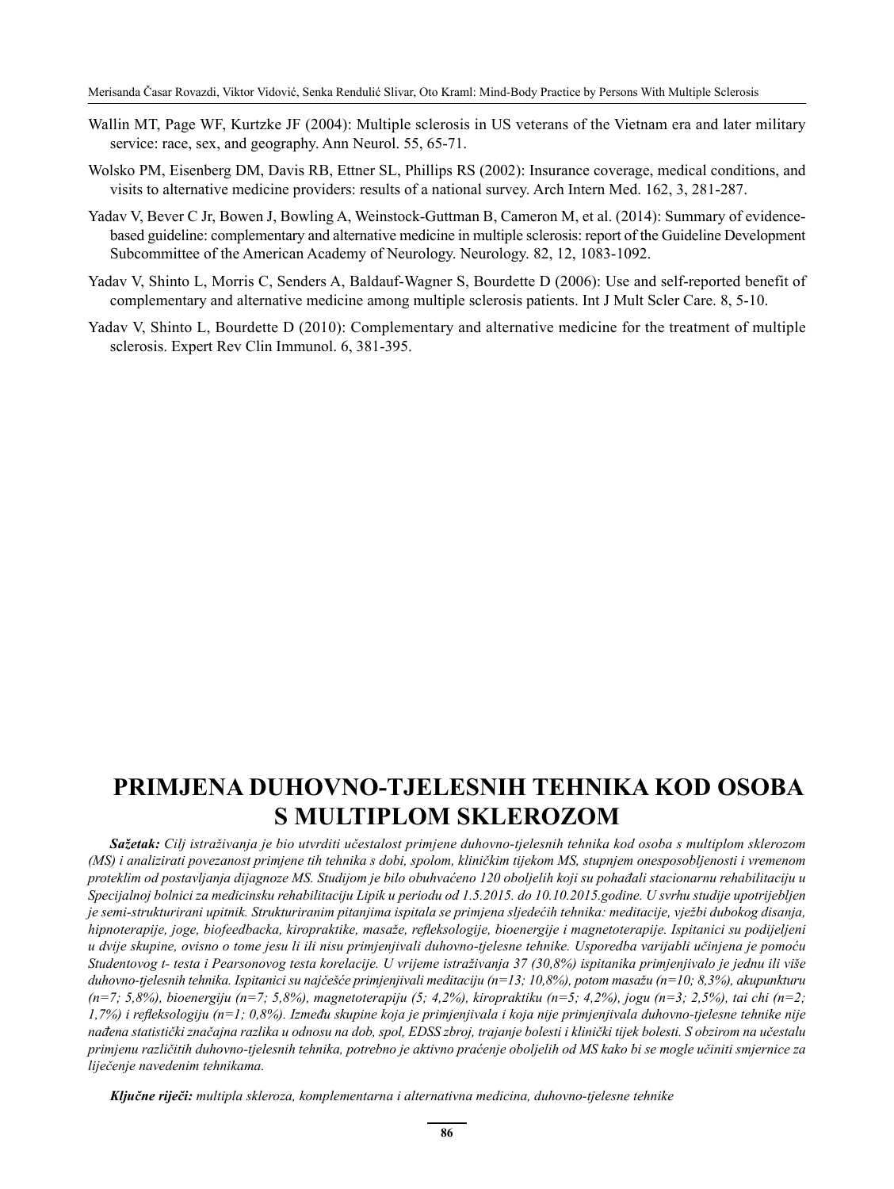Wallin MT, Page WF, Kurtzke JF (2004): Multiple sclerosis in US veterans of the Vietnam era and later military service: race, sex, and geography. Ann Neurol. 55, 65-71.

Wolsko PM, Eisenberg DM, Davis RB, Ettner SL, Phillips RS (2002): Insurance coverage, medical conditions, and visits to alternative medicine providers: results of a national survey. Arch Intern Med. 162, 3, 281-287.

Yadav V, Bever C Jr, Bowen J, Bowling A, Weinstock-Guttman B, Cameron M, et al. (2014): Summary of evidence-based guideline: complementary and alternative medicine in multiple sclerosis: report of the Guideline Development Subcommittee of the American Academy of Neurology. Neurology. 82, 12, 1083-1092.

Yadav V, Shinto L, Morris C, Senders A, Baldauf-Wagner S, Bourdette D (2006): Use and self-reported benefit of complementary and alternative medicine among multiple sclerosis patients. Int J Mult Scler Care. 8, 5-10.

Yadav V, Shinto L, Bourdette D (2010): Complementary and alternative medicine for the treatment of multiple sclerosis. Expert Rev Clin Immunol. 6, 381-395.

# PRIMJENA DUHOVNO-TJELESNIH TEHNIKA KOD OSOBA S MULTIPLOM SKLEROZOM

***Sažetak:*** *Cilj istraživanja je bio utvrditi učestalost primjene duhovno-tjelesnih tehnika kod osoba s multiplom sklerozom (MS) i analizirati povezanost primjene tih tehnika s dobi, spolom, kliničkim tijekom MS, stupnjem onesposobljenosti i vremenom proteklim od postavljanja dijagnoze MS. Studijom je bilo obuhvaćeno 120 oboljelih koji su pohađali stacionarnu rehabilitaciju u Specijalnoj bolnici za medicinsku rehabilitaciju Lipik u periodu od 1.5.2015. do 10.10.2015.godine. U svrhu studije upotrijebljen je semi-strukturirani upitnik. Strukturiranim pitanjima ispitala se primjena sljedećih tehnika: meditacije, vježbi dubokog disanja, hipnoterapije, joge, biofeedbacka, kiropraktike, masaže, refleksologije, bioenergije i magnetoterapije. Ispitanici su podijeljeni u dvije skupine, ovisno o tome jesu li ili nisu primjenjivali duhovno-tjelesne tehnike. Usporedba varijabli učinjena je pomoću Studentovog t- testa i Pearsonovog testa korelacije. U vrijeme istraživanja 37 (30,8%) ispitanika primjenjivalo je jednu ili više duhovno-tjelesnih tehnika. Ispitanici su najčešće primjenjivali meditaciju (n=13; 10,8%), potom masažu (n=10; 8,3%), akupunkturu (n=7; 5,8%), bioenergiju (n=7; 5,8%), magnetoterapiju (5; 4,2%), kiropraktiku (n=5; 4,2%), jogu (n=3; 2,5%), tai chi (n=2; 1,7%) i refleksologiju (n=1; 0,8%). Između skupine koja je primjenjivala i koja nije primjenjivala duhovno-tjelesne tehnike nije nađena statistički značajna razlika u odnosu na dob, spol, EDSS zbroj, trajanje bolesti i klinički tijek bolesti. S obzirom na učestalu primjenu različitih duhovno-tjelesnih tehnika, potrebno je aktivno praćenje oboljelih od MS kako bi se mogle učiniti smjernice za liječenje navedenim tehnikama.*

***Ključne riječi:*** *multipla skleroza, komplementarna i alternativna medicina, duhovno-tjelesne tehnike*